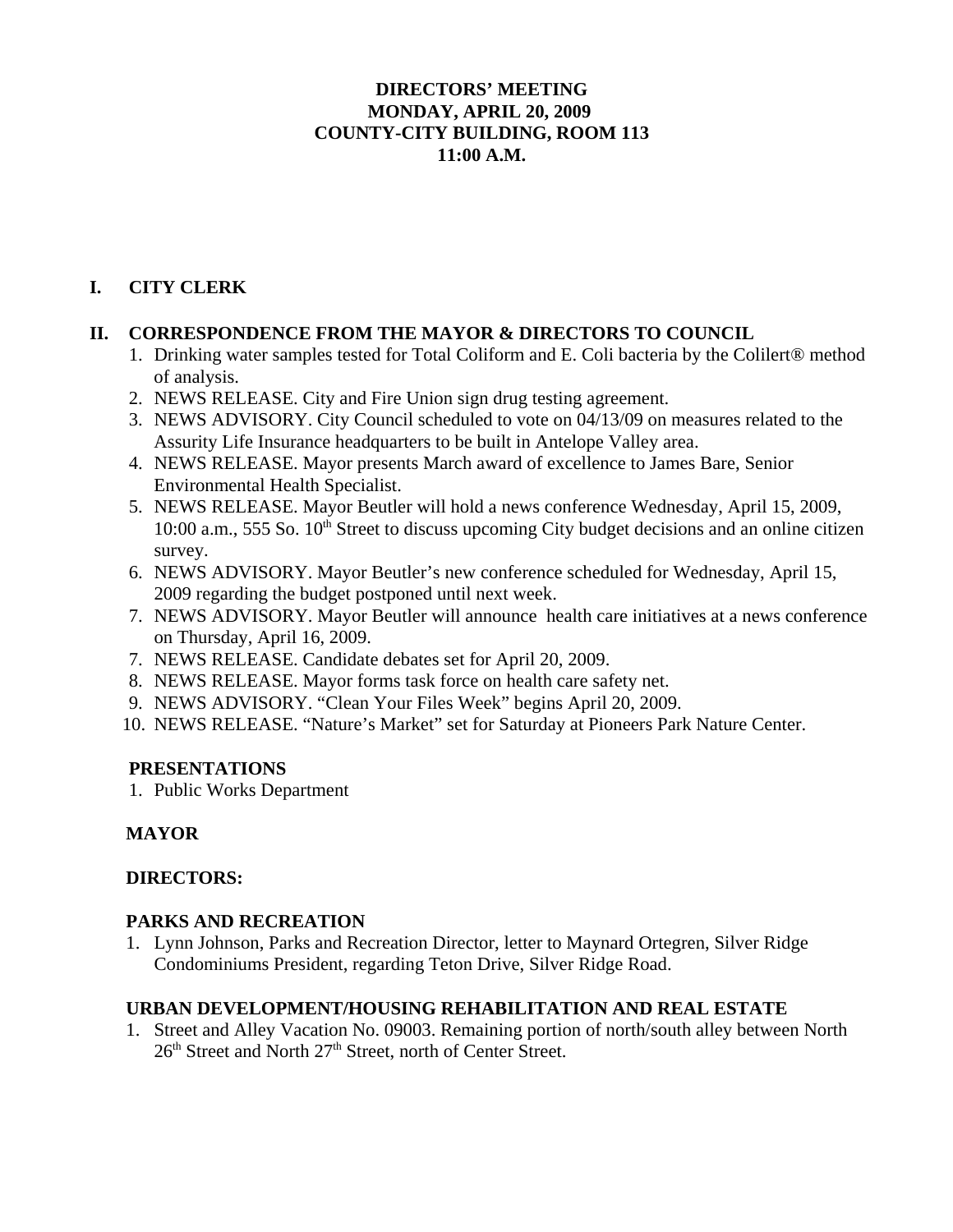**DIRECTORS' MEETING**
**MONDAY, APRIL 20, 2009**
**COUNTY-CITY BUILDING, ROOM 113**
**11:00 A.M.**

## I. CITY CLERK

## II. CORRESPONDENCE FROM THE MAYOR & DIRECTORS TO COUNCIL

1. Drinking water samples tested for Total Coliform and E. Coli bacteria by the Colilert® method of analysis.
2. NEWS RELEASE. City and Fire Union sign drug testing agreement.
3. NEWS ADVISORY. City Council scheduled to vote on 04/13/09 on measures related to the Assurity Life Insurance headquarters to be built in Antelope Valley area.
4. NEWS RELEASE. Mayor presents March award of excellence to James Bare, Senior Environmental Health Specialist.
5. NEWS RELEASE. Mayor Beutler will hold a news conference Wednesday, April 15, 2009, 10:00 a.m., 555 So. 10th Street to discuss upcoming City budget decisions and an online citizen survey.
6. NEWS ADVISORY. Mayor Beutler's new conference scheduled for Wednesday, April 15, 2009 regarding the budget postponed until next week.
7. NEWS ADVISORY. Mayor Beutler will announce health care initiatives at a news conference on Thursday, April 16, 2009.
7. NEWS RELEASE. Candidate debates set for April 20, 2009.
8. NEWS RELEASE. Mayor forms task force on health care safety net.
9. NEWS ADVISORY. "Clean Your Files Week" begins April 20, 2009.
10. NEWS RELEASE. "Nature's Market" set for Saturday at Pioneers Park Nature Center.

### PRESENTATIONS

1. Public Works Department

### MAYOR

### DIRECTORS:

### PARKS AND RECREATION

1. Lynn Johnson, Parks and Recreation Director, letter to Maynard Ortegren, Silver Ridge Condominiums President, regarding Teton Drive, Silver Ridge Road.

### URBAN DEVELOPMENT/HOUSING REHABILITATION AND REAL ESTATE

1. Street and Alley Vacation No. 09003. Remaining portion of north/south alley between North 26th Street and North 27th Street, north of Center Street.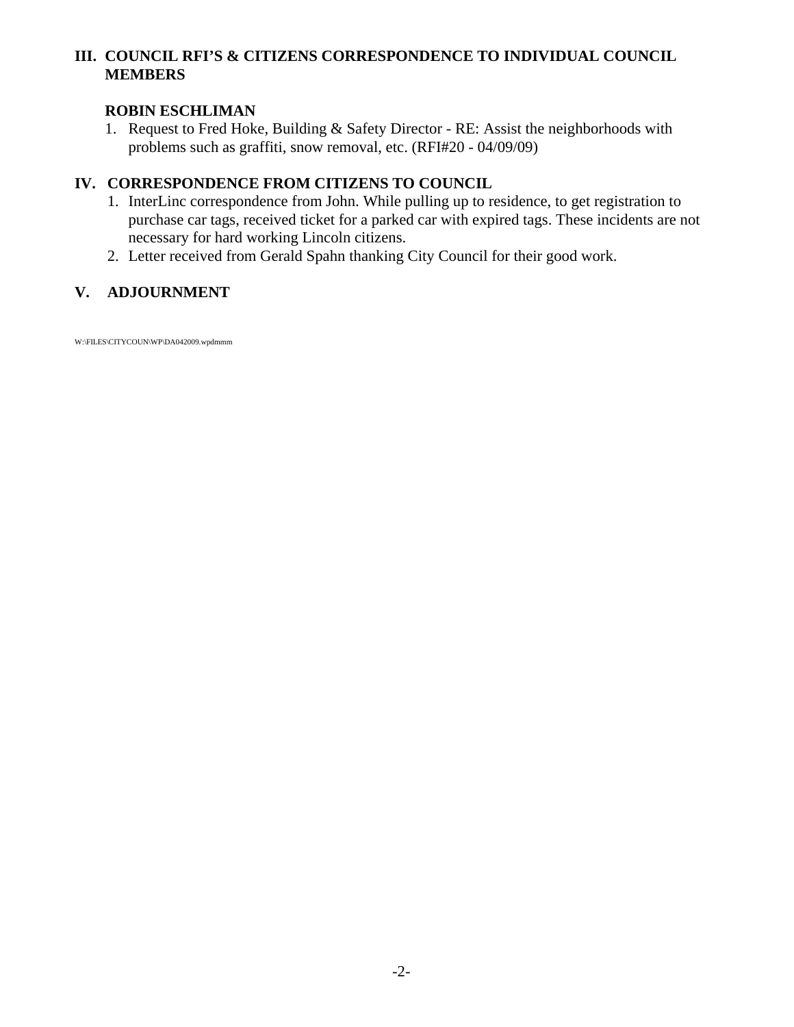## III. COUNCIL RFI'S & CITIZENS CORRESPONDENCE TO INDIVIDUAL COUNCIL MEMBERS

**ROBIN ESCHLIMAN**

1. Request to Fred Hoke, Building & Safety Director - RE: Assist the neighborhoods with problems such as graffiti, snow removal, etc. (RFI#20 - 04/09/09)

## IV. CORRESPONDENCE FROM CITIZENS TO COUNCIL

1. InterLinc correspondence from John. While pulling up to residence, to get registration to purchase car tags, received ticket for a parked car with expired tags. These incidents are not necessary for hard working Lincoln citizens.
2. Letter received from Gerald Spahn thanking City Council for their good work.

## V. ADJOURNMENT

W:\FILES\CITYCOUN\WP\DA042009.wpdmmm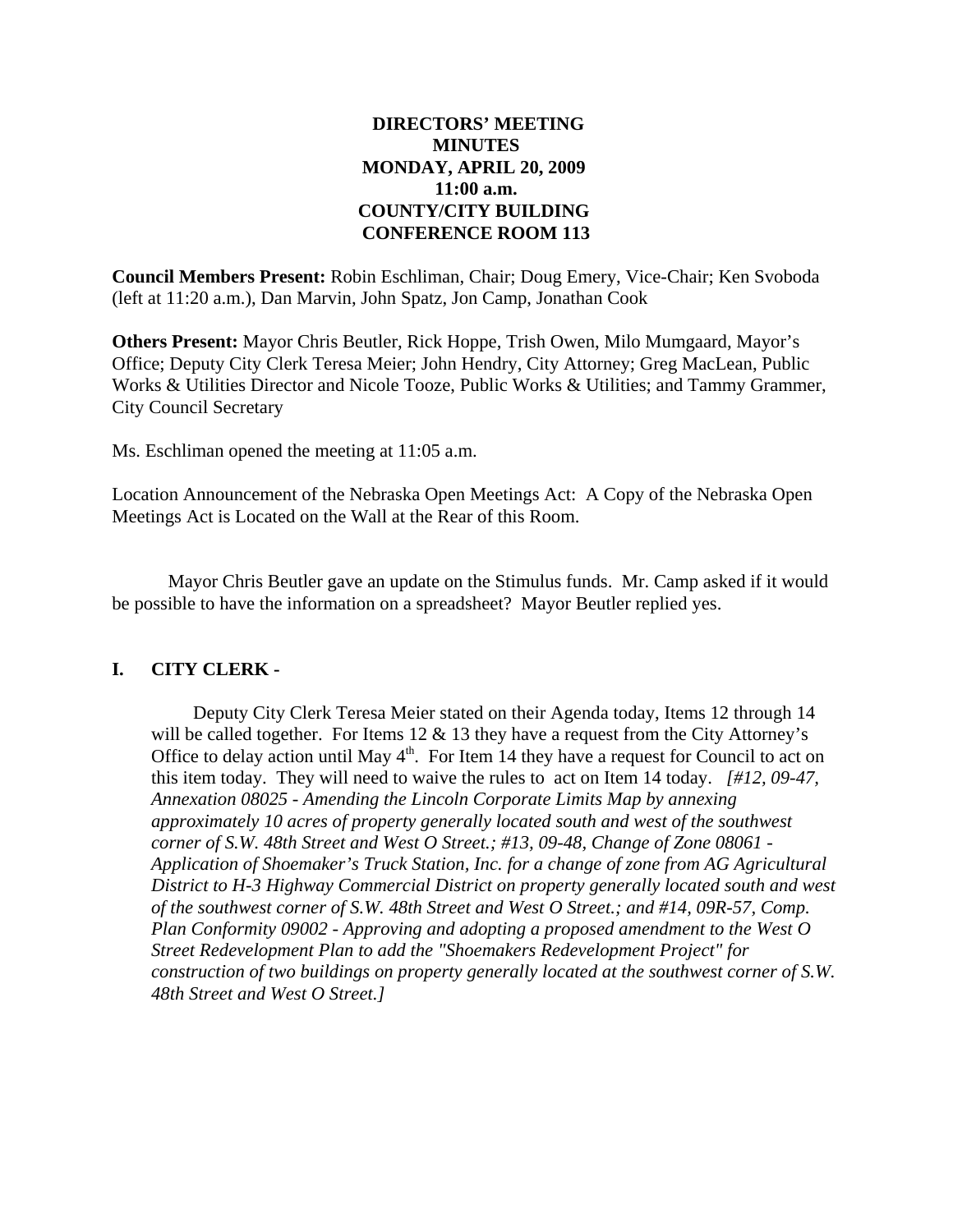**DIRECTORS' MEETING**
**MINUTES**
**MONDAY, APRIL 20, 2009**
**11:00 a.m.**
**COUNTY/CITY BUILDING**
**CONFERENCE ROOM 113**

**Council Members Present:** Robin Eschliman, Chair; Doug Emery, Vice-Chair; Ken Svoboda (left at 11:20 a.m.), Dan Marvin, John Spatz, Jon Camp, Jonathan Cook

**Others Present:** Mayor Chris Beutler, Rick Hoppe, Trish Owen, Milo Mumgaard, Mayor's Office; Deputy City Clerk Teresa Meier; John Hendry, City Attorney; Greg MacLean, Public Works & Utilities Director and Nicole Tooze, Public Works & Utilities; and Tammy Grammer, City Council Secretary

Ms. Eschliman opened the meeting at 11:05 a.m.

Location Announcement of the Nebraska Open Meetings Act: A Copy of the Nebraska Open Meetings Act is Located on the Wall at the Rear of this Room.

Mayor Chris Beutler gave an update on the Stimulus funds. Mr. Camp asked if it would be possible to have the information on a spreadsheet? Mayor Beutler replied yes.

## I. CITY CLERK -

Deputy City Clerk Teresa Meier stated on their Agenda today, Items 12 through 14 will be called together. For Items 12 & 13 they have a request from the City Attorney's Office to delay action until May 4th. For Item 14 they have a request for Council to act on this item today. They will need to waive the rules to act on Item 14 today. *[#12, 09-47, Annexation 08025 - Amending the Lincoln Corporate Limits Map by annexing approximately 10 acres of property generally located south and west of the southwest corner of S.W. 48th Street and West O Street.; #13, 09-48, Change of Zone 08061 - Application of Shoemaker's Truck Station, Inc. for a change of zone from AG Agricultural District to H-3 Highway Commercial District on property generally located south and west of the southwest corner of S.W. 48th Street and West O Street.; and #14, 09R-57, Comp. Plan Conformity 09002 - Approving and adopting a proposed amendment to the West O Street Redevelopment Plan to add the "Shoemakers Redevelopment Project" for construction of two buildings on property generally located at the southwest corner of S.W. 48th Street and West O Street.]*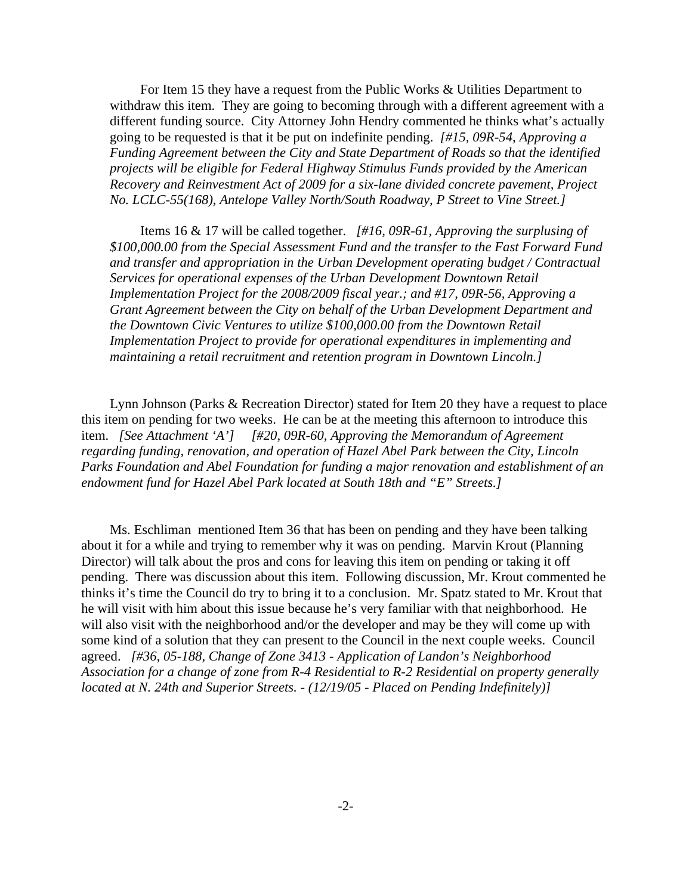For Item 15 they have a request from the Public Works & Utilities Department to withdraw this item. They are going to becoming through with a different agreement with a different funding source. City Attorney John Hendry commented he thinks what's actually going to be requested is that it be put on indefinite pending. *[#15, 09R-54, Approving a Funding Agreement between the City and State Department of Roads so that the identified projects will be eligible for Federal Highway Stimulus Funds provided by the American Recovery and Reinvestment Act of 2009 for a six-lane divided concrete pavement, Project No. LCLC-55(168), Antelope Valley North/South Roadway, P Street to Vine Street.]*

Items 16 & 17 will be called together. *[#16, 09R-61, Approving the surplusing of $100,000.00 from the Special Assessment Fund and the transfer to the Fast Forward Fund and transfer and appropriation in the Urban Development operating budget / Contractual Services for operational expenses of the Urban Development Downtown Retail Implementation Project for the 2008/2009 fiscal year.; and #17, 09R-56, Approving a Grant Agreement between the City on behalf of the Urban Development Department and the Downtown Civic Ventures to utilize $100,000.00 from the Downtown Retail Implementation Project to provide for operational expenditures in implementing and maintaining a retail recruitment and retention program in Downtown Lincoln.]*

Lynn Johnson (Parks & Recreation Director) stated for Item 20 they have a request to place this item on pending for two weeks. He can be at the meeting this afternoon to introduce this item. *[See Attachment 'A']* *[#20, 09R-60, Approving the Memorandum of Agreement regarding funding, renovation, and operation of Hazel Abel Park between the City, Lincoln Parks Foundation and Abel Foundation for funding a major renovation and establishment of an endowment fund for Hazel Abel Park located at South 18th and "E" Streets.]*

Ms. Eschliman mentioned Item 36 that has been on pending and they have been talking about it for a while and trying to remember why it was on pending. Marvin Krout (Planning Director) will talk about the pros and cons for leaving this item on pending or taking it off pending. There was discussion about this item. Following discussion, Mr. Krout commented he thinks it's time the Council do try to bring it to a conclusion. Mr. Spatz stated to Mr. Krout that he will visit with him about this issue because he's very familiar with that neighborhood. He will also visit with the neighborhood and/or the developer and may be they will come up with some kind of a solution that they can present to the Council in the next couple weeks. Council agreed. *[#36, 05-188, Change of Zone 3413 - Application of Landon's Neighborhood Association for a change of zone from R-4 Residential to R-2 Residential on property generally located at N. 24th and Superior Streets. - (12/19/05 - Placed on Pending Indefinitely)]*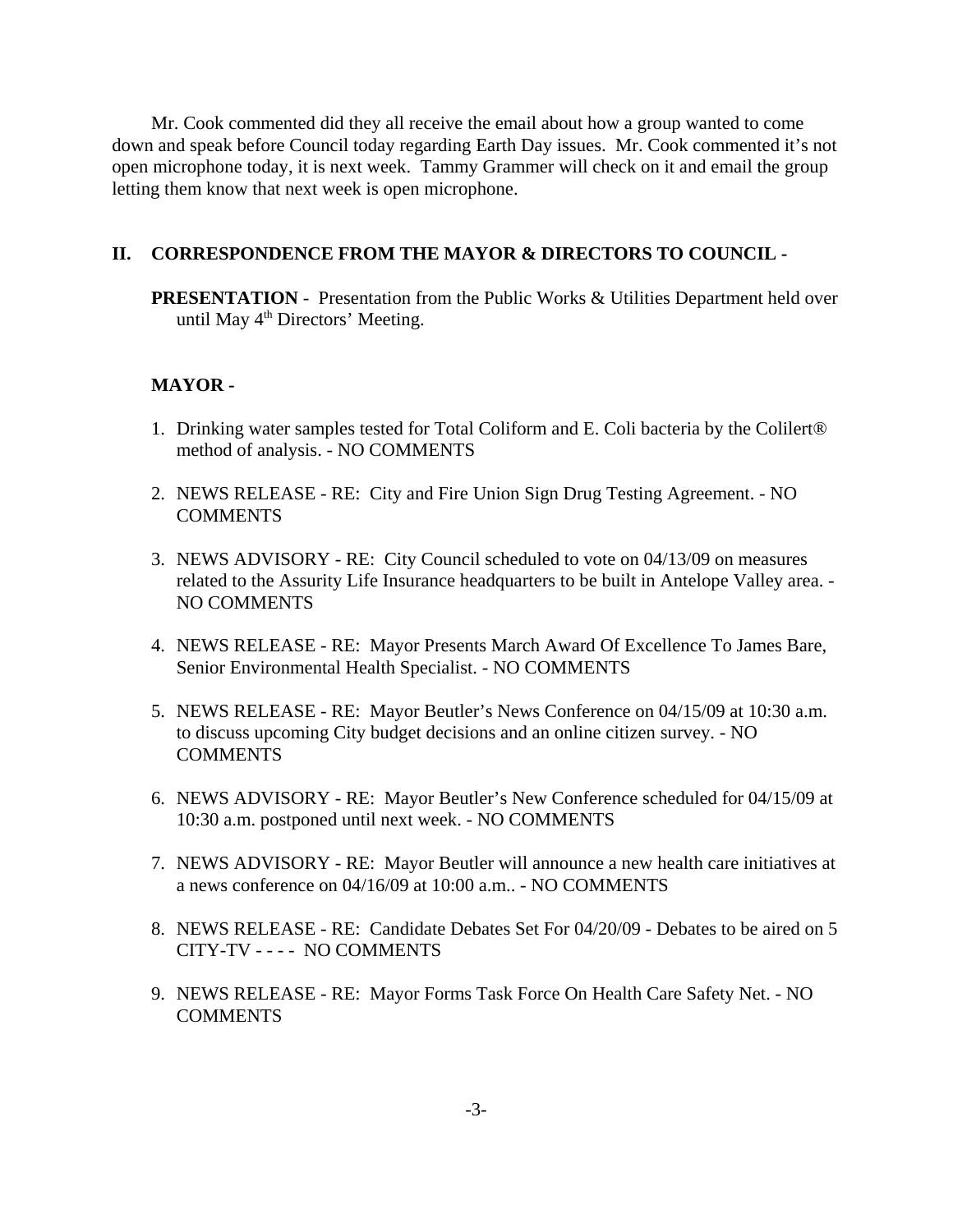Mr. Cook commented did they all receive the email about how a group wanted to come down and speak before Council today regarding Earth Day issues. Mr. Cook commented it's not open microphone today, it is next week. Tammy Grammer will check on it and email the group letting them know that next week is open microphone.

## II. CORRESPONDENCE FROM THE MAYOR & DIRECTORS TO COUNCIL -

**PRESENTATION** - Presentation from the Public Works & Utilities Department held over until May 4th Directors' Meeting.

**MAYOR -**

1. Drinking water samples tested for Total Coliform and E. Coli bacteria by the Colilert® method of analysis. - NO COMMENTS
2. NEWS RELEASE - RE: City and Fire Union Sign Drug Testing Agreement. - NO COMMENTS
3. NEWS ADVISORY - RE: City Council scheduled to vote on 04/13/09 on measures related to the Assurity Life Insurance headquarters to be built in Antelope Valley area. - NO COMMENTS
4. NEWS RELEASE - RE: Mayor Presents March Award Of Excellence To James Bare, Senior Environmental Health Specialist. - NO COMMENTS
5. NEWS RELEASE - RE: Mayor Beutler's News Conference on 04/15/09 at 10:30 a.m. to discuss upcoming City budget decisions and an online citizen survey. - NO COMMENTS
6. NEWS ADVISORY - RE: Mayor Beutler's New Conference scheduled for 04/15/09 at 10:30 a.m. postponed until next week. - NO COMMENTS
7. NEWS ADVISORY - RE: Mayor Beutler will announce a new health care initiatives at a news conference on 04/16/09 at 10:00 a.m.. - NO COMMENTS
8. NEWS RELEASE - RE: Candidate Debates Set For 04/20/09 - Debates to be aired on 5 CITY-TV - - - - NO COMMENTS
9. NEWS RELEASE - RE: Mayor Forms Task Force On Health Care Safety Net. - NO COMMENTS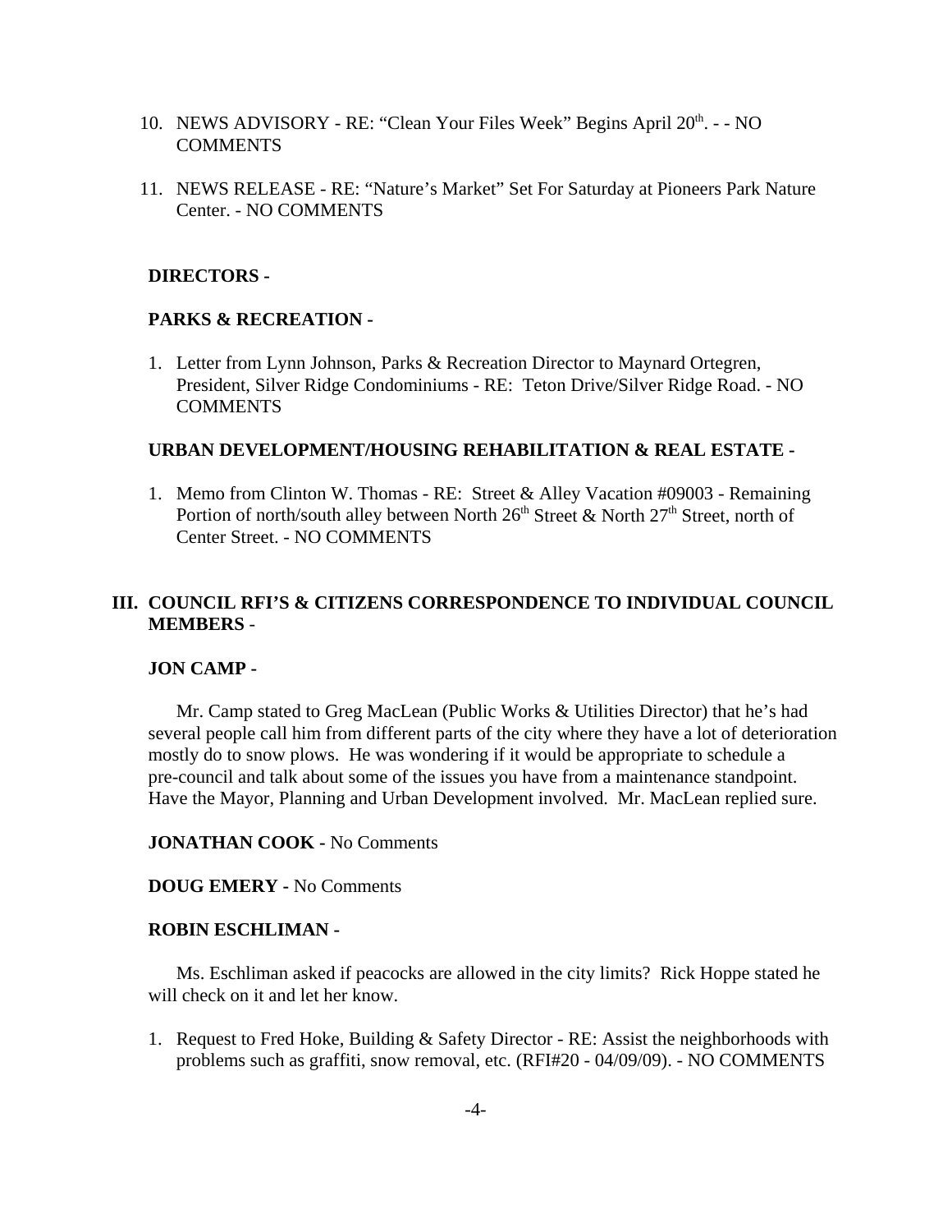10. NEWS ADVISORY - RE: "Clean Your Files Week" Begins April 20th. - - NO COMMENTS

11. NEWS RELEASE - RE: "Nature's Market" Set For Saturday at Pioneers Park Nature Center. - NO COMMENTS

**DIRECTORS -**

**PARKS & RECREATION -**

1. Letter from Lynn Johnson, Parks & Recreation Director to Maynard Ortegren, President, Silver Ridge Condominiums - RE: Teton Drive/Silver Ridge Road. - NO COMMENTS

**URBAN DEVELOPMENT/HOUSING REHABILITATION & REAL ESTATE -**

1. Memo from Clinton W. Thomas - RE: Street & Alley Vacation #09003 - Remaining Portion of north/south alley between North 26th Street & North 27th Street, north of Center Street. - NO COMMENTS

## III. COUNCIL RFI'S & CITIZENS CORRESPONDENCE TO INDIVIDUAL COUNCIL MEMBERS -

**JON CAMP -**

Mr. Camp stated to Greg MacLean (Public Works & Utilities Director) that he's had several people call him from different parts of the city where they have a lot of deterioration mostly do to snow plows. He was wondering if it would be appropriate to schedule a pre-council and talk about some of the issues you have from a maintenance standpoint. Have the Mayor, Planning and Urban Development involved. Mr. MacLean replied sure.

**JONATHAN COOK -** No Comments

**DOUG EMERY -** No Comments

**ROBIN ESCHLIMAN -**

Ms. Eschliman asked if peacocks are allowed in the city limits? Rick Hoppe stated he will check on it and let her know.

1. Request to Fred Hoke, Building & Safety Director - RE: Assist the neighborhoods with problems such as graffiti, snow removal, etc. (RFI#20 - 04/09/09). - NO COMMENTS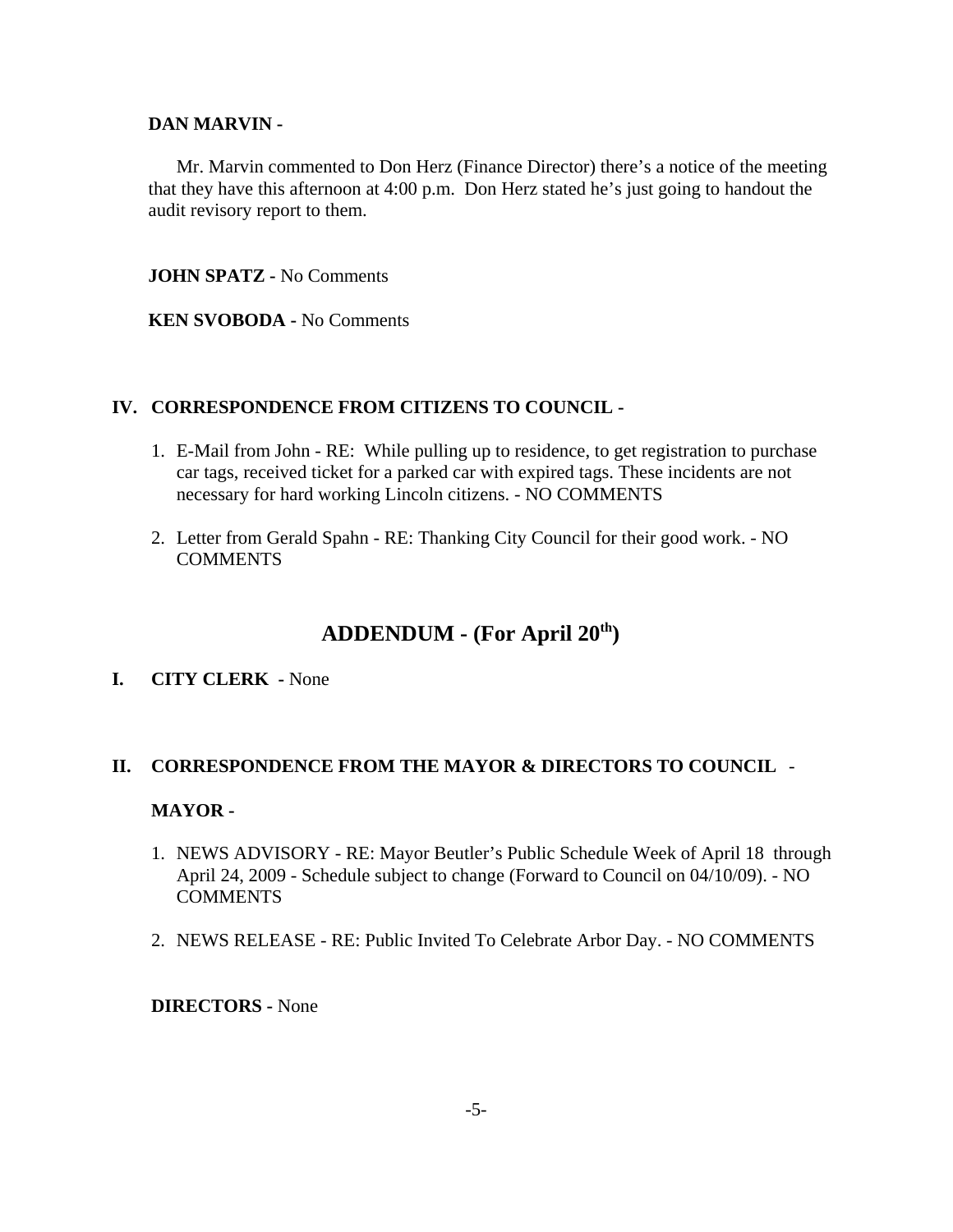**DAN MARVIN -**

Mr. Marvin commented to Don Herz (Finance Director) there's a notice of the meeting that they have this afternoon at 4:00 p.m. Don Herz stated he's just going to handout the audit revisory report to them.

**JOHN SPATZ -** No Comments

**KEN SVOBODA -** No Comments

## IV. CORRESPONDENCE FROM CITIZENS TO COUNCIL -

1. E-Mail from John - RE: While pulling up to residence, to get registration to purchase car tags, received ticket for a parked car with expired tags. These incidents are not necessary for hard working Lincoln citizens. - NO COMMENTS
2. Letter from Gerald Spahn - RE: Thanking City Council for their good work. - NO COMMENTS

# ADDENDUM - (For April 20th)

## I. CITY CLERK - None

## II. CORRESPONDENCE FROM THE MAYOR & DIRECTORS TO COUNCIL -

**MAYOR -**

1. NEWS ADVISORY - RE: Mayor Beutler's Public Schedule Week of April 18 through April 24, 2009 - Schedule subject to change (Forward to Council on 04/10/09). - NO COMMENTS
2. NEWS RELEASE - RE: Public Invited To Celebrate Arbor Day. - NO COMMENTS

**DIRECTORS -** None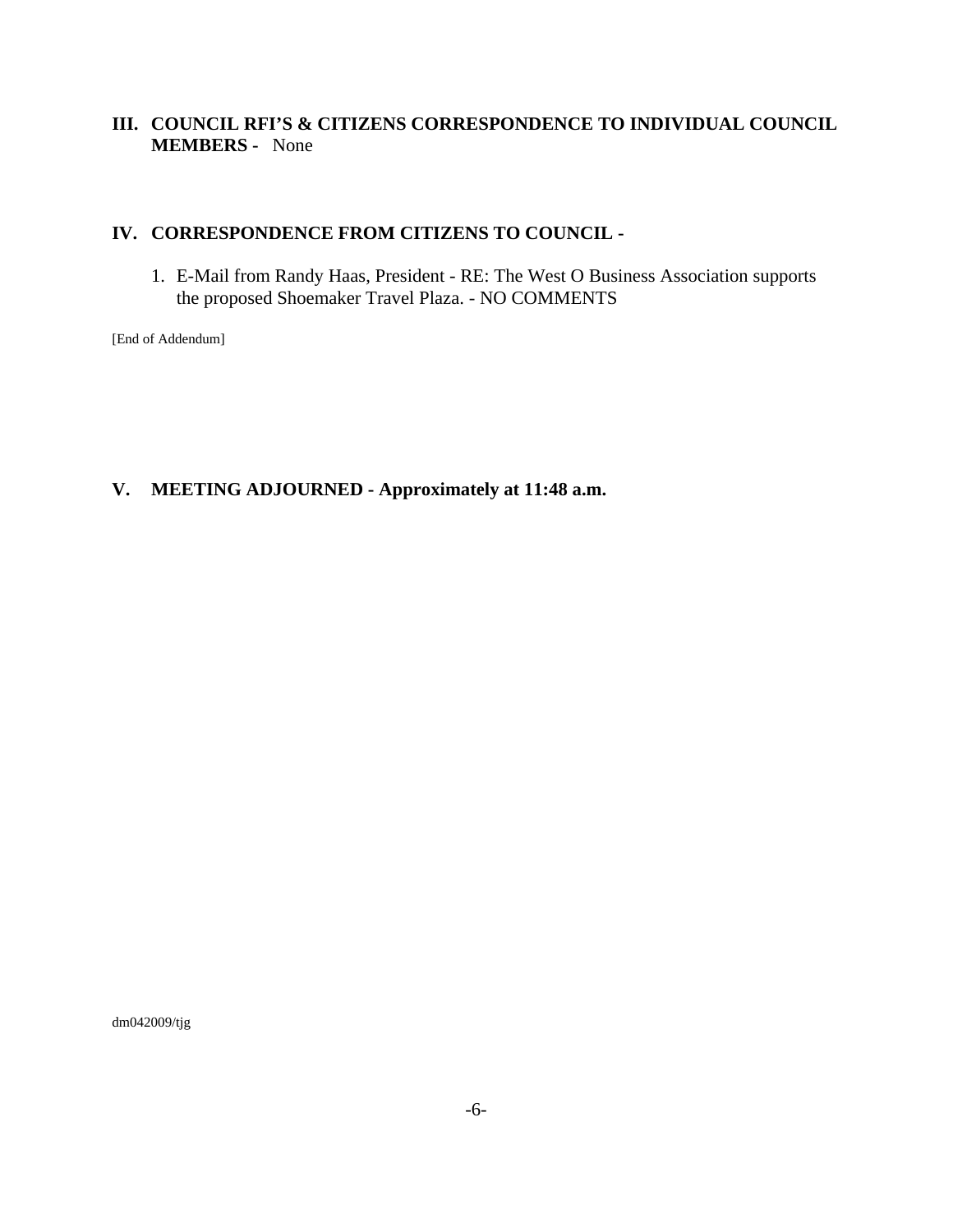## III. COUNCIL RFI'S & CITIZENS CORRESPONDENCE TO INDIVIDUAL COUNCIL MEMBERS - None

## IV. CORRESPONDENCE FROM CITIZENS TO COUNCIL -

1. E-Mail from Randy Haas, President - RE: The West O Business Association supports the proposed Shoemaker Travel Plaza. - NO COMMENTS

[End of Addendum]

## V. MEETING ADJOURNED - Approximately at 11:48 a.m.

dm042009/tjg